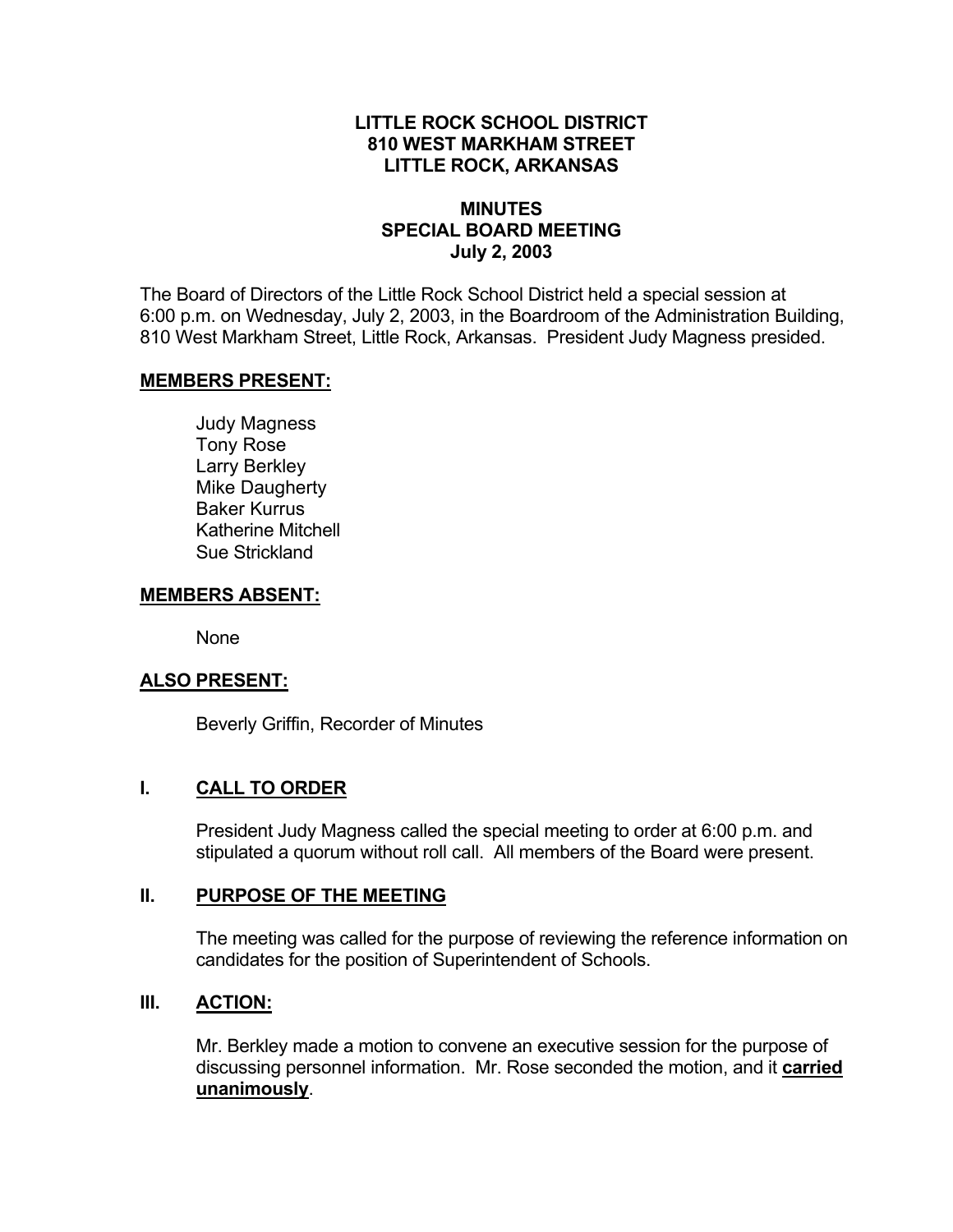**LITTLE ROCK SCHOOL DISTRICT**
**810 WEST MARKHAM STREET**
**LITTLE ROCK, ARKANSAS**

**MINUTES**
**SPECIAL BOARD MEETING**
**July 2, 2003**

The Board of Directors of the Little Rock School District held a special session at 6:00 p.m. on Wednesday, July 2, 2003, in the Boardroom of the Administration Building, 810 West Markham Street, Little Rock, Arkansas. President Judy Magness presided.

**MEMBERS PRESENT:**

Judy Magness
Tony Rose
Larry Berkley
Mike Daugherty
Baker Kurrus
Katherine Mitchell
Sue Strickland

**MEMBERS ABSENT:**

None

**ALSO PRESENT:**

Beverly Griffin, Recorder of Minutes

## I. CALL TO ORDER

President Judy Magness called the special meeting to order at 6:00 p.m. and stipulated a quorum without roll call. All members of the Board were present.

## II. PURPOSE OF THE MEETING

The meeting was called for the purpose of reviewing the reference information on candidates for the position of Superintendent of Schools.

## III. ACTION:

Mr. Berkley made a motion to convene an executive session for the purpose of discussing personnel information. Mr. Rose seconded the motion, and it **carried unanimously**.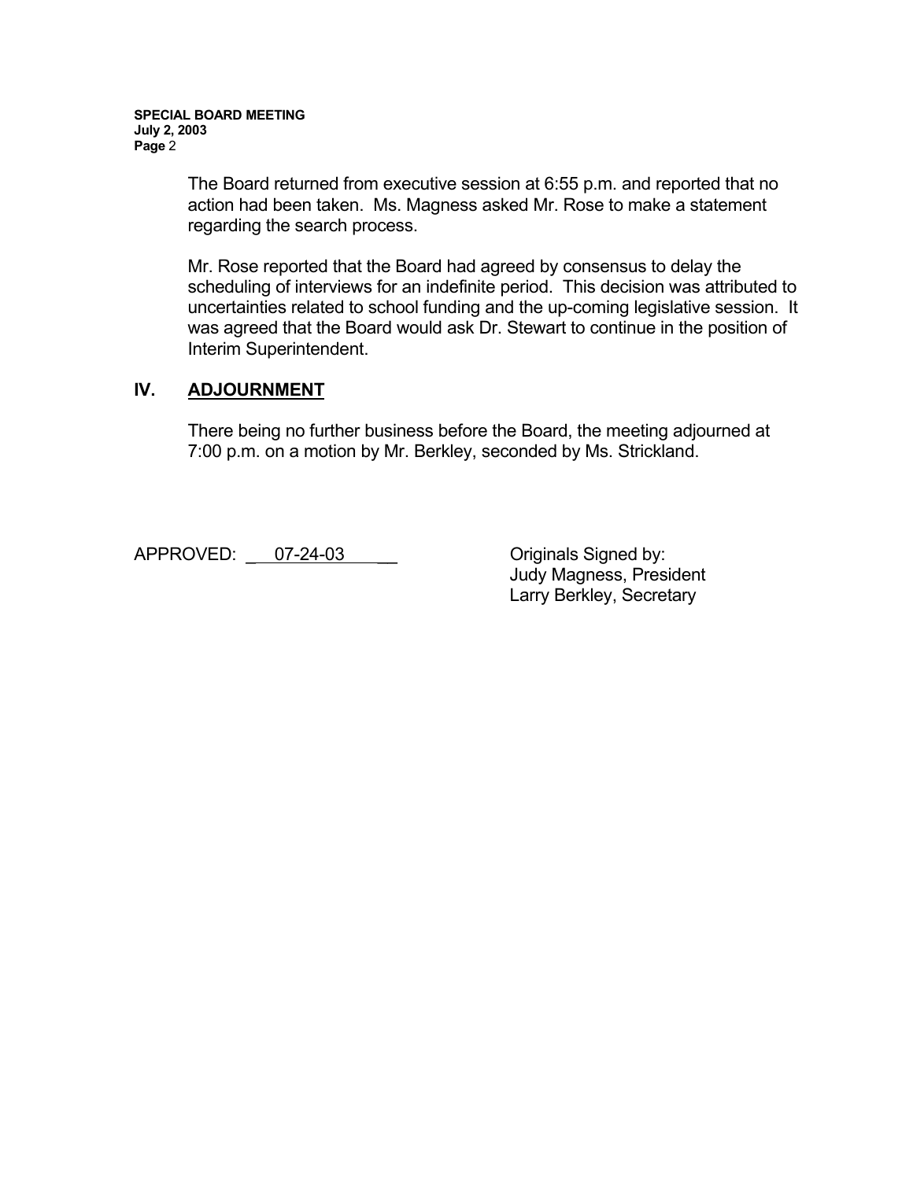The Board returned from executive session at 6:55 p.m. and reported that no action had been taken. Ms. Magness asked Mr. Rose to make a statement regarding the search process.

Mr. Rose reported that the Board had agreed by consensus to delay the scheduling of interviews for an indefinite period. This decision was attributed to uncertainties related to school funding and the up-coming legislative session. It was agreed that the Board would ask Dr. Stewart to continue in the position of Interim Superintendent.

## IV. ADJOURNMENT

There being no further business before the Board, the meeting adjourned at 7:00 p.m. on a motion by Mr. Berkley, seconded by Ms. Strickland.

APPROVED: 07-24-03

Originals Signed by:
Judy Magness, President
Larry Berkley, Secretary